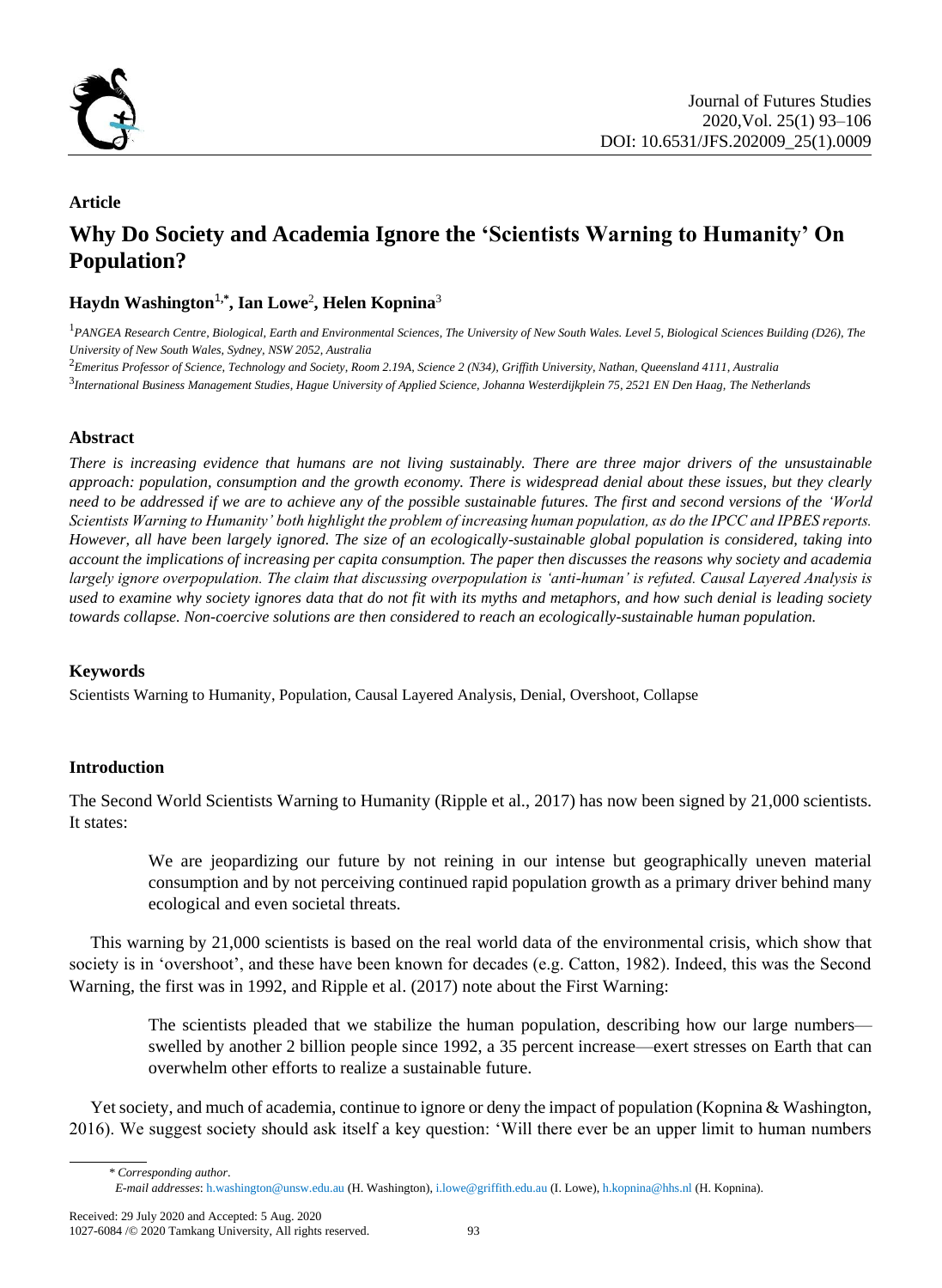**Article**

# Why Do Society and Academia Ignore the 'Scientists Warning to Humanity' On Population?

**Haydn Washington[1,*], Ian Lowe[2], Helen Kopnina[3]**

[1]*PANGEA Research Centre, Biological, Earth and Environmental Sciences, The University of New South Wales. Level 5, Biological Sciences Building (D26), The University of New South Wales, Sydney, NSW 2052, Australia*

[2]*Emeritus Professor of Science, Technology and Society, Room 2.19A, Science 2 (N34), Griffith University, Nathan, Queensland 4111, Australia*

[3]*International Business Management Studies, Hague University of Applied Science, Johanna Westerdijkplein 75, 2521 EN Den Haag, The Netherlands*

## Abstract

*There is increasing evidence that humans are not living sustainably. There are three major drivers of the unsustainable approach: population, consumption and the growth economy. There is widespread denial about these issues, but they clearly need to be addressed if we are to achieve any of the possible sustainable futures. The first and second versions of the 'World Scientists Warning to Humanity' both highlight the problem of increasing human population, as do the IPCC and IPBES reports. However, all have been largely ignored. The size of an ecologically-sustainable global population is considered, taking into account the implications of increasing per capita consumption. The paper then discusses the reasons why society and academia largely ignore overpopulation. The claim that discussing overpopulation is 'anti-human' is refuted. Causal Layered Analysis is used to examine why society ignores data that do not fit with its myths and metaphors, and how such denial is leading society towards collapse. Non-coercive solutions are then considered to reach an ecologically-sustainable human population.*

## Keywords

Scientists Warning to Humanity, Population, Causal Layered Analysis, Denial, Overshoot, Collapse

## Introduction

The Second World Scientists Warning to Humanity (Ripple et al., 2017) has now been signed by 21,000 scientists. It states:

> We are jeopardizing our future by not reining in our intense but geographically uneven material consumption and by not perceiving continued rapid population growth as a primary driver behind many ecological and even societal threats.

This warning by 21,000 scientists is based on the real world data of the environmental crisis, which show that society is in 'overshoot', and these have been known for decades (e.g. Catton, 1982). Indeed, this was the Second Warning, the first was in 1992, and Ripple et al. (2017) note about the First Warning:

> The scientists pleaded that we stabilize the human population, describing how our large numbers—swelled by another 2 billion people since 1992, a 35 percent increase—exert stresses on Earth that can overwhelm other efforts to realize a sustainable future.

Yet society, and much of academia, continue to ignore or deny the impact of population (Kopnina & Washington, 2016). We suggest society should ask itself a key question: 'Will there ever be an upper limit to human numbers

\* *Corresponding author*.
*E-mail addresses*: h.washington@unsw.edu.au (H. Washington), i.lowe@griffith.edu.au (I. Lowe), h.kopnina@hhs.nl (H. Kopnina).

Received: 29 July 2020 and Accepted: 5 Aug. 2020
1027-6084 /© 2020 Tamkang University, All rights reserved.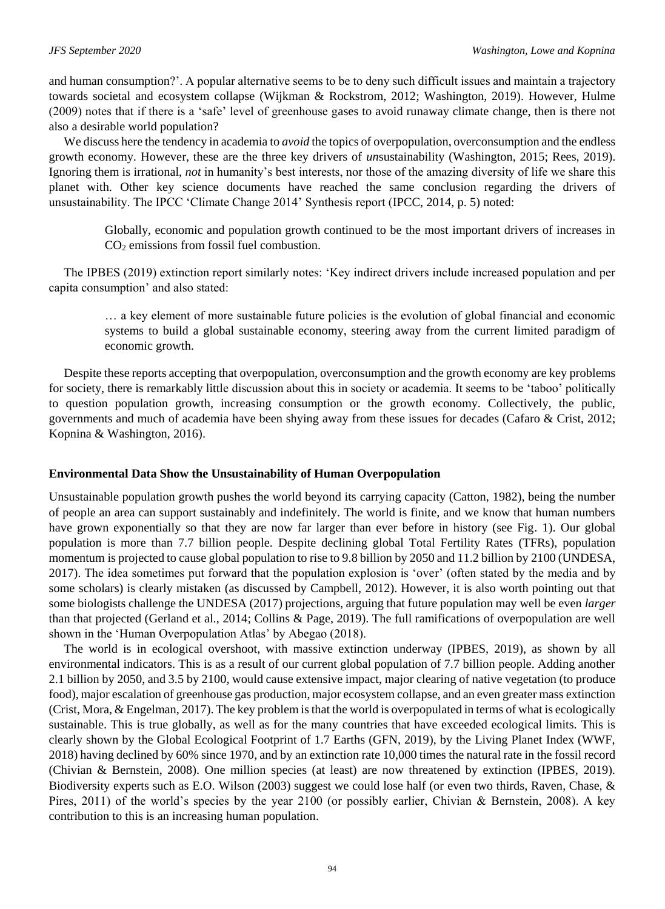and human consumption?'. A popular alternative seems to be to deny such difficult issues and maintain a trajectory towards societal and ecosystem collapse (Wijkman & Rockstrom, 2012; Washington, 2019). However, Hulme (2009) notes that if there is a 'safe' level of greenhouse gases to avoid runaway climate change, then is there not also a desirable world population?

We discuss here the tendency in academia to *avoid* the topics of overpopulation, overconsumption and the endless growth economy. However, these are the three key drivers of *un*sustainability (Washington, 2015; Rees, 2019). Ignoring them is irrational, *not* in humanity's best interests, nor those of the amazing diversity of life we share this planet with. Other key science documents have reached the same conclusion regarding the drivers of unsustainability. The IPCC 'Climate Change 2014' Synthesis report (IPCC, 2014, p. 5) noted:

> Globally, economic and population growth continued to be the most important drivers of increases in $CO_2$ emissions from fossil fuel combustion.

The IPBES (2019) extinction report similarly notes: 'Key indirect drivers include increased population and per capita consumption' and also stated:

> … a key element of more sustainable future policies is the evolution of global financial and economic systems to build a global sustainable economy, steering away from the current limited paradigm of economic growth.

Despite these reports accepting that overpopulation, overconsumption and the growth economy are key problems for society, there is remarkably little discussion about this in society or academia. It seems to be 'taboo' politically to question population growth, increasing consumption or the growth economy. Collectively, the public, governments and much of academia have been shying away from these issues for decades (Cafaro & Crist, 2012; Kopnina & Washington, 2016).

## Environmental Data Show the Unsustainability of Human Overpopulation

Unsustainable population growth pushes the world beyond its carrying capacity (Catton, 1982), being the number of people an area can support sustainably and indefinitely. The world is finite, and we know that human numbers have grown exponentially so that they are now far larger than ever before in history (see Fig. 1). Our global population is more than 7.7 billion people. Despite declining global Total Fertility Rates (TFRs), population momentum is projected to cause global population to rise to 9.8 billion by 2050 and 11.2 billion by 2100 (UNDESA, 2017). The idea sometimes put forward that the population explosion is 'over' (often stated by the media and by some scholars) is clearly mistaken (as discussed by Campbell, 2012). However, it is also worth pointing out that some biologists challenge the UNDESA (2017) projections, arguing that future population may well be even *larger* than that projected (Gerland et al., 2014; Collins & Page, 2019). The full ramifications of overpopulation are well shown in the 'Human Overpopulation Atlas' by Abegao (2018).

The world is in ecological overshoot, with massive extinction underway (IPBES, 2019), as shown by all environmental indicators. This is as a result of our current global population of 7.7 billion people. Adding another 2.1 billion by 2050, and 3.5 by 2100, would cause extensive impact, major clearing of native vegetation (to produce food), major escalation of greenhouse gas production, major ecosystem collapse, and an even greater mass extinction (Crist, Mora, & Engelman, 2017). The key problem is that the world is overpopulated in terms of what is ecologically sustainable. This is true globally, as well as for the many countries that have exceeded ecological limits. This is clearly shown by the Global Ecological Footprint of 1.7 Earths (GFN, 2019), by the Living Planet Index (WWF, 2018) having declined by 60% since 1970, and by an extinction rate 10,000 times the natural rate in the fossil record (Chivian & Bernstein, 2008). One million species (at least) are now threatened by extinction (IPBES, 2019). Biodiversity experts such as E.O. Wilson (2003) suggest we could lose half (or even two thirds, Raven, Chase, & Pires, 2011) of the world's species by the year 2100 (or possibly earlier, Chivian & Bernstein, 2008). A key contribution to this is an increasing human population.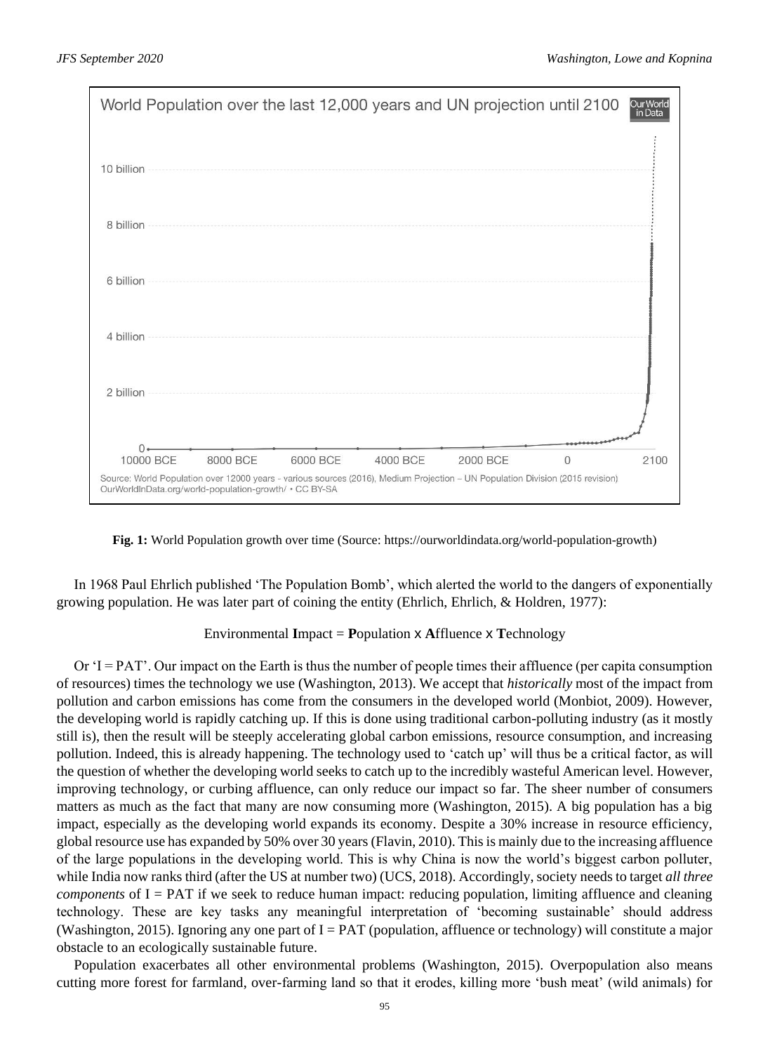Fig. 1: World Population growth over time (Source: https://ourworldindata.org/world-population-growth)

In 1968 Paul Ehrlich published 'The Population Bomb', which alerted the world to the dangers of exponentially growing population. He was later part of coining the entity (Ehrlich, Ehrlich, & Holdren, 1977):

Environmental **I**mpact = **P**opulation x **A**ffluence x **T**echnology

Or 'I = PAT'. Our impact on the Earth is thus the number of people times their affluence (per capita consumption of resources) times the technology we use (Washington, 2013). We accept that *historically* most of the impact from pollution and carbon emissions has come from the consumers in the developed world (Monbiot, 2009). However, the developing world is rapidly catching up. If this is done using traditional carbon-polluting industry (as it mostly still is), then the result will be steeply accelerating global carbon emissions, resource consumption, and increasing pollution. Indeed, this is already happening. The technology used to 'catch up' will thus be a critical factor, as will the question of whether the developing world seeks to catch up to the incredibly wasteful American level. However, improving technology, or curbing affluence, can only reduce our impact so far. The sheer number of consumers matters as much as the fact that many are now consuming more (Washington, 2015). A big population has a big impact, especially as the developing world expands its economy. Despite a 30% increase in resource efficiency, global resource use has expanded by 50% over 30 years (Flavin, 2010). This is mainly due to the increasing affluence of the large populations in the developing world. This is why China is now the world's biggest carbon polluter, while India now ranks third (after the US at number two) (UCS, 2018). Accordingly, society needs to target *all three components* of I = PAT if we seek to reduce human impact: reducing population, limiting affluence and cleaning technology. These are key tasks any meaningful interpretation of 'becoming sustainable' should address (Washington, 2015). Ignoring any one part of I = PAT (population, affluence or technology) will constitute a major obstacle to an ecologically sustainable future.

Population exacerbates all other environmental problems (Washington, 2015). Overpopulation also means cutting more forest for farmland, over-farming land so that it erodes, killing more 'bush meat' (wild animals) for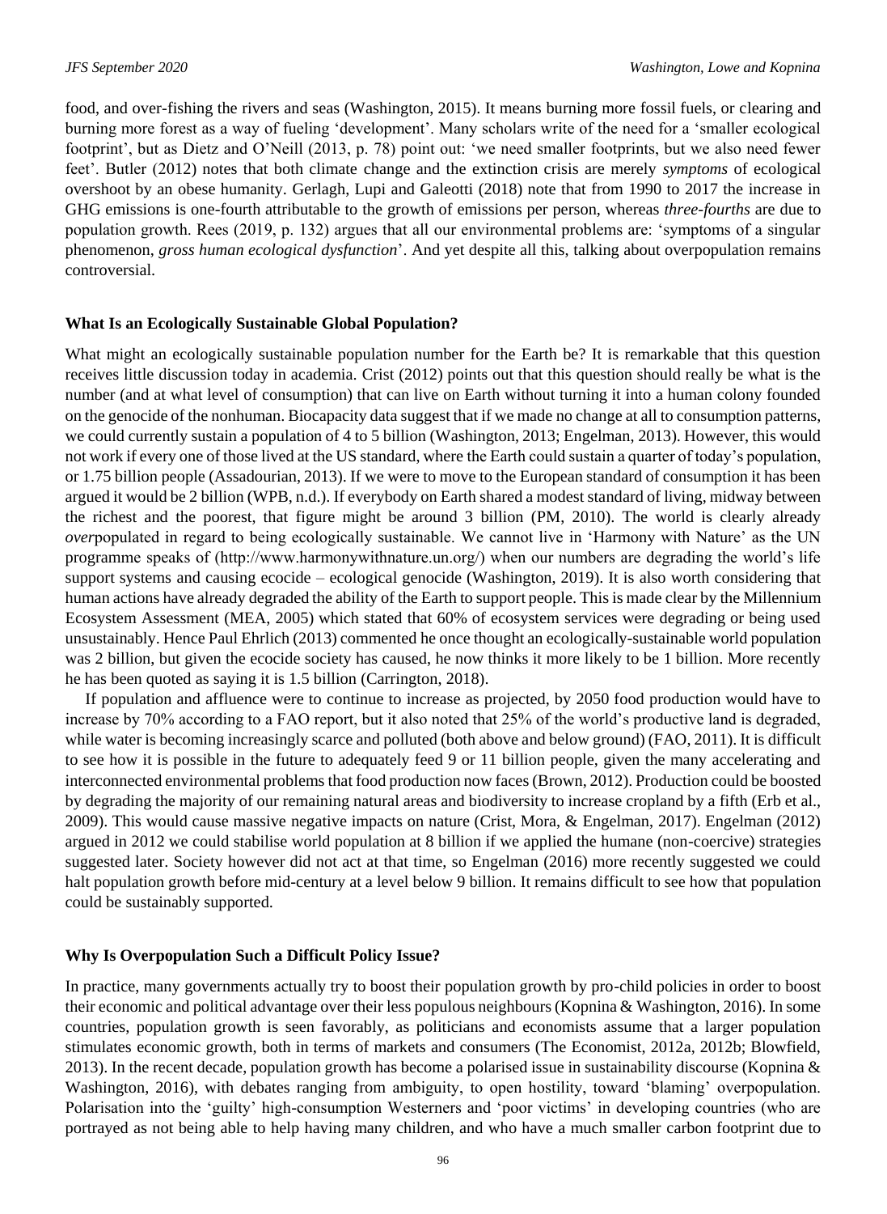food, and over-fishing the rivers and seas (Washington, 2015). It means burning more fossil fuels, or clearing and burning more forest as a way of fueling 'development'. Many scholars write of the need for a 'smaller ecological footprint', but as Dietz and O'Neill (2013, p. 78) point out: 'we need smaller footprints, but we also need fewer feet'. Butler (2012) notes that both climate change and the extinction crisis are merely *symptoms* of ecological overshoot by an obese humanity. Gerlagh, Lupi and Galeotti (2018) note that from 1990 to 2017 the increase in GHG emissions is one-fourth attributable to the growth of emissions per person, whereas *three-fourths* are due to population growth. Rees (2019, p. 132) argues that all our environmental problems are: 'symptoms of a singular phenomenon, *gross human ecological dysfunction*'. And yet despite all this, talking about overpopulation remains controversial.

### What Is an Ecologically Sustainable Global Population?

What might an ecologically sustainable population number for the Earth be? It is remarkable that this question receives little discussion today in academia. Crist (2012) points out that this question should really be what is the number (and at what level of consumption) that can live on Earth without turning it into a human colony founded on the genocide of the nonhuman. Biocapacity data suggest that if we made no change at all to consumption patterns, we could currently sustain a population of 4 to 5 billion (Washington, 2013; Engelman, 2013). However, this would not work if every one of those lived at the US standard, where the Earth could sustain a quarter of today's population, or 1.75 billion people (Assadourian, 2013). If we were to move to the European standard of consumption it has been argued it would be 2 billion (WPB, n.d.). If everybody on Earth shared a modest standard of living, midway between the richest and the poorest, that figure might be around 3 billion (PM, 2010). The world is clearly already *over*populated in regard to being ecologically sustainable. We cannot live in 'Harmony with Nature' as the UN programme speaks of (http://www.harmonywithnature.un.org/) when our numbers are degrading the world's life support systems and causing ecocide – ecological genocide (Washington, 2019). It is also worth considering that human actions have already degraded the ability of the Earth to support people. This is made clear by the Millennium Ecosystem Assessment (MEA, 2005) which stated that 60% of ecosystem services were degrading or being used unsustainably. Hence Paul Ehrlich (2013) commented he once thought an ecologically-sustainable world population was 2 billion, but given the ecocide society has caused, he now thinks it more likely to be 1 billion. More recently he has been quoted as saying it is 1.5 billion (Carrington, 2018).

If population and affluence were to continue to increase as projected, by 2050 food production would have to increase by 70% according to a FAO report, but it also noted that 25% of the world's productive land is degraded, while water is becoming increasingly scarce and polluted (both above and below ground) (FAO, 2011). It is difficult to see how it is possible in the future to adequately feed 9 or 11 billion people, given the many accelerating and interconnected environmental problems that food production now faces (Brown, 2012). Production could be boosted by degrading the majority of our remaining natural areas and biodiversity to increase cropland by a fifth (Erb et al., 2009). This would cause massive negative impacts on nature (Crist, Mora, & Engelman, 2017). Engelman (2012) argued in 2012 we could stabilise world population at 8 billion if we applied the humane (non-coercive) strategies suggested later. Society however did not act at that time, so Engelman (2016) more recently suggested we could halt population growth before mid-century at a level below 9 billion. It remains difficult to see how that population could be sustainably supported.

### Why Is Overpopulation Such a Difficult Policy Issue?

In practice, many governments actually try to boost their population growth by pro-child policies in order to boost their economic and political advantage over their less populous neighbours (Kopnina & Washington, 2016). In some countries, population growth is seen favorably, as politicians and economists assume that a larger population stimulates economic growth, both in terms of markets and consumers (The Economist, 2012a, 2012b; Blowfield, 2013). In the recent decade, population growth has become a polarised issue in sustainability discourse (Kopnina & Washington, 2016), with debates ranging from ambiguity, to open hostility, toward 'blaming' overpopulation. Polarisation into the 'guilty' high-consumption Westerners and 'poor victims' in developing countries (who are portrayed as not being able to help having many children, and who have a much smaller carbon footprint due to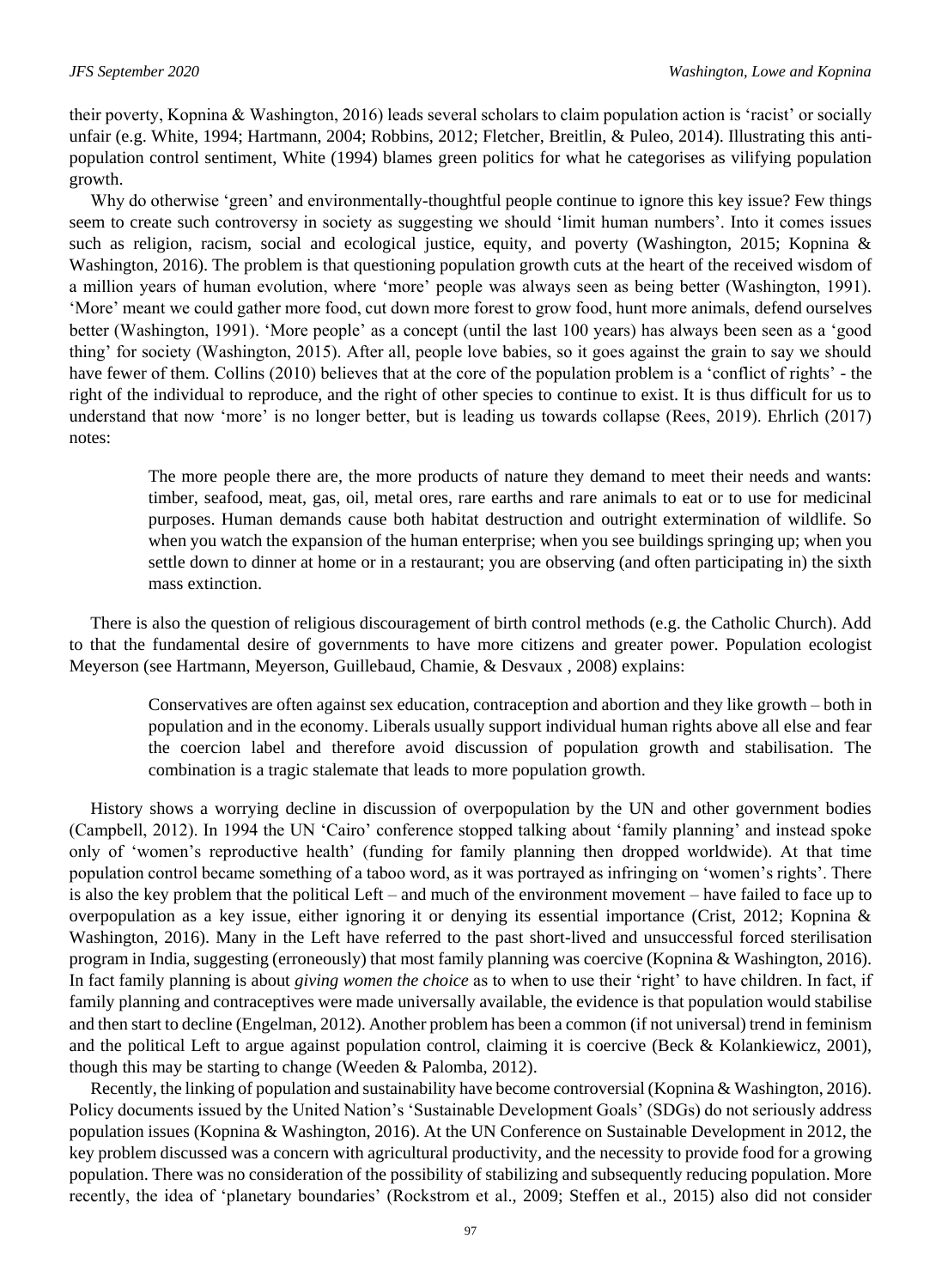their poverty, Kopnina & Washington, 2016) leads several scholars to claim population action is 'racist' or socially unfair (e.g. White, 1994; Hartmann, 2004; Robbins, 2012; Fletcher, Breitlin, & Puleo, 2014). Illustrating this anti-population control sentiment, White (1994) blames green politics for what he categorises as vilifying population growth.

Why do otherwise 'green' and environmentally-thoughtful people continue to ignore this key issue? Few things seem to create such controversy in society as suggesting we should 'limit human numbers'. Into it comes issues such as religion, racism, social and ecological justice, equity, and poverty (Washington, 2015; Kopnina & Washington, 2016). The problem is that questioning population growth cuts at the heart of the received wisdom of a million years of human evolution, where 'more' people was always seen as being better (Washington, 1991). 'More' meant we could gather more food, cut down more forest to grow food, hunt more animals, defend ourselves better (Washington, 1991). 'More people' as a concept (until the last 100 years) has always been seen as a 'good thing' for society (Washington, 2015). After all, people love babies, so it goes against the grain to say we should have fewer of them. Collins (2010) believes that at the core of the population problem is a 'conflict of rights' - the right of the individual to reproduce, and the right of other species to continue to exist. It is thus difficult for us to understand that now 'more' is no longer better, but is leading us towards collapse (Rees, 2019). Ehrlich (2017) notes:

> The more people there are, the more products of nature they demand to meet their needs and wants: timber, seafood, meat, gas, oil, metal ores, rare earths and rare animals to eat or to use for medicinal purposes. Human demands cause both habitat destruction and outright extermination of wildlife. So when you watch the expansion of the human enterprise; when you see buildings springing up; when you settle down to dinner at home or in a restaurant; you are observing (and often participating in) the sixth mass extinction.

There is also the question of religious discouragement of birth control methods (e.g. the Catholic Church). Add to that the fundamental desire of governments to have more citizens and greater power. Population ecologist Meyerson (see Hartmann, Meyerson, Guillebaud, Chamie, & Desvaux , 2008) explains:

> Conservatives are often against sex education, contraception and abortion and they like growth – both in population and in the economy. Liberals usually support individual human rights above all else and fear the coercion label and therefore avoid discussion of population growth and stabilisation. The combination is a tragic stalemate that leads to more population growth.

History shows a worrying decline in discussion of overpopulation by the UN and other government bodies (Campbell, 2012). In 1994 the UN 'Cairo' conference stopped talking about 'family planning' and instead spoke only of 'women's reproductive health' (funding for family planning then dropped worldwide). At that time population control became something of a taboo word, as it was portrayed as infringing on 'women's rights'. There is also the key problem that the political Left – and much of the environment movement – have failed to face up to overpopulation as a key issue, either ignoring it or denying its essential importance (Crist, 2012; Kopnina & Washington, 2016). Many in the Left have referred to the past short-lived and unsuccessful forced sterilisation program in India, suggesting (erroneously) that most family planning was coercive (Kopnina & Washington, 2016). In fact family planning is about *giving women the choice* as to when to use their 'right' to have children. In fact, if family planning and contraceptives were made universally available, the evidence is that population would stabilise and then start to decline (Engelman, 2012). Another problem has been a common (if not universal) trend in feminism and the political Left to argue against population control, claiming it is coercive (Beck & Kolankiewicz, 2001), though this may be starting to change (Weeden & Palomba, 2012).

Recently, the linking of population and sustainability have become controversial (Kopnina & Washington, 2016). Policy documents issued by the United Nation's 'Sustainable Development Goals' (SDGs) do not seriously address population issues (Kopnina & Washington, 2016). At the UN Conference on Sustainable Development in 2012, the key problem discussed was a concern with agricultural productivity, and the necessity to provide food for a growing population. There was no consideration of the possibility of stabilizing and subsequently reducing population. More recently, the idea of 'planetary boundaries' (Rockstrom et al., 2009; Steffen et al., 2015) also did not consider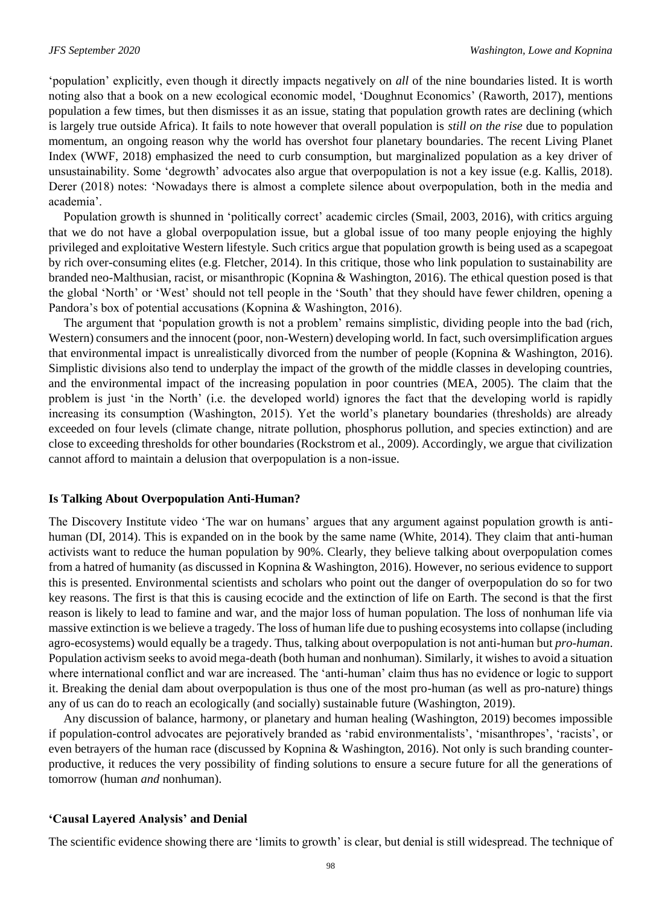'population' explicitly, even though it directly impacts negatively on *all* of the nine boundaries listed. It is worth noting also that a book on a new ecological economic model, 'Doughnut Economics' (Raworth, 2017), mentions population a few times, but then dismisses it as an issue, stating that population growth rates are declining (which is largely true outside Africa). It fails to note however that overall population is *still on the rise* due to population momentum, an ongoing reason why the world has overshot four planetary boundaries. The recent Living Planet Index (WWF, 2018) emphasized the need to curb consumption, but marginalized population as a key driver of unsustainability. Some 'degrowth' advocates also argue that overpopulation is not a key issue (e.g. Kallis, 2018). Derer (2018) notes: 'Nowadays there is almost a complete silence about overpopulation, both in the media and academia'.

Population growth is shunned in 'politically correct' academic circles (Smail, 2003, 2016), with critics arguing that we do not have a global overpopulation issue, but a global issue of too many people enjoying the highly privileged and exploitative Western lifestyle. Such critics argue that population growth is being used as a scapegoat by rich over-consuming elites (e.g. Fletcher, 2014). In this critique, those who link population to sustainability are branded neo-Malthusian, racist, or misanthropic (Kopnina & Washington, 2016). The ethical question posed is that the global 'North' or 'West' should not tell people in the 'South' that they should have fewer children, opening a Pandora's box of potential accusations (Kopnina & Washington, 2016).

The argument that 'population growth is not a problem' remains simplistic, dividing people into the bad (rich, Western) consumers and the innocent (poor, non-Western) developing world. In fact, such oversimplification argues that environmental impact is unrealistically divorced from the number of people (Kopnina & Washington, 2016). Simplistic divisions also tend to underplay the impact of the growth of the middle classes in developing countries, and the environmental impact of the increasing population in poor countries (MEA, 2005). The claim that the problem is just 'in the North' (i.e. the developed world) ignores the fact that the developing world is rapidly increasing its consumption (Washington, 2015). Yet the world's planetary boundaries (thresholds) are already exceeded on four levels (climate change, nitrate pollution, phosphorus pollution, and species extinction) and are close to exceeding thresholds for other boundaries (Rockstrom et al., 2009). Accordingly, we argue that civilization cannot afford to maintain a delusion that overpopulation is a non-issue.

### Is Talking About Overpopulation Anti-Human?

The Discovery Institute video 'The war on humans' argues that any argument against population growth is anti-human (DI, 2014). This is expanded on in the book by the same name (White, 2014). They claim that anti-human activists want to reduce the human population by 90%. Clearly, they believe talking about overpopulation comes from a hatred of humanity (as discussed in Kopnina & Washington, 2016). However, no serious evidence to support this is presented. Environmental scientists and scholars who point out the danger of overpopulation do so for two key reasons. The first is that this is causing ecocide and the extinction of life on Earth. The second is that the first reason is likely to lead to famine and war, and the major loss of human population. The loss of nonhuman life via massive extinction is we believe a tragedy. The loss of human life due to pushing ecosystems into collapse (including agro-ecosystems) would equally be a tragedy. Thus, talking about overpopulation is not anti-human but *pro-human*. Population activism seeks to avoid mega-death (both human and nonhuman). Similarly, it wishes to avoid a situation where international conflict and war are increased. The 'anti-human' claim thus has no evidence or logic to support it. Breaking the denial dam about overpopulation is thus one of the most pro-human (as well as pro-nature) things any of us can do to reach an ecologically (and socially) sustainable future (Washington, 2019).

Any discussion of balance, harmony, or planetary and human healing (Washington, 2019) becomes impossible if population-control advocates are pejoratively branded as 'rabid environmentalists', 'misanthropes', 'racists', or even betrayers of the human race (discussed by Kopnina & Washington, 2016). Not only is such branding counter-productive, it reduces the very possibility of finding solutions to ensure a secure future for all the generations of tomorrow (human *and* nonhuman).

### 'Causal Layered Analysis' and Denial

The scientific evidence showing there are 'limits to growth' is clear, but denial is still widespread. The technique of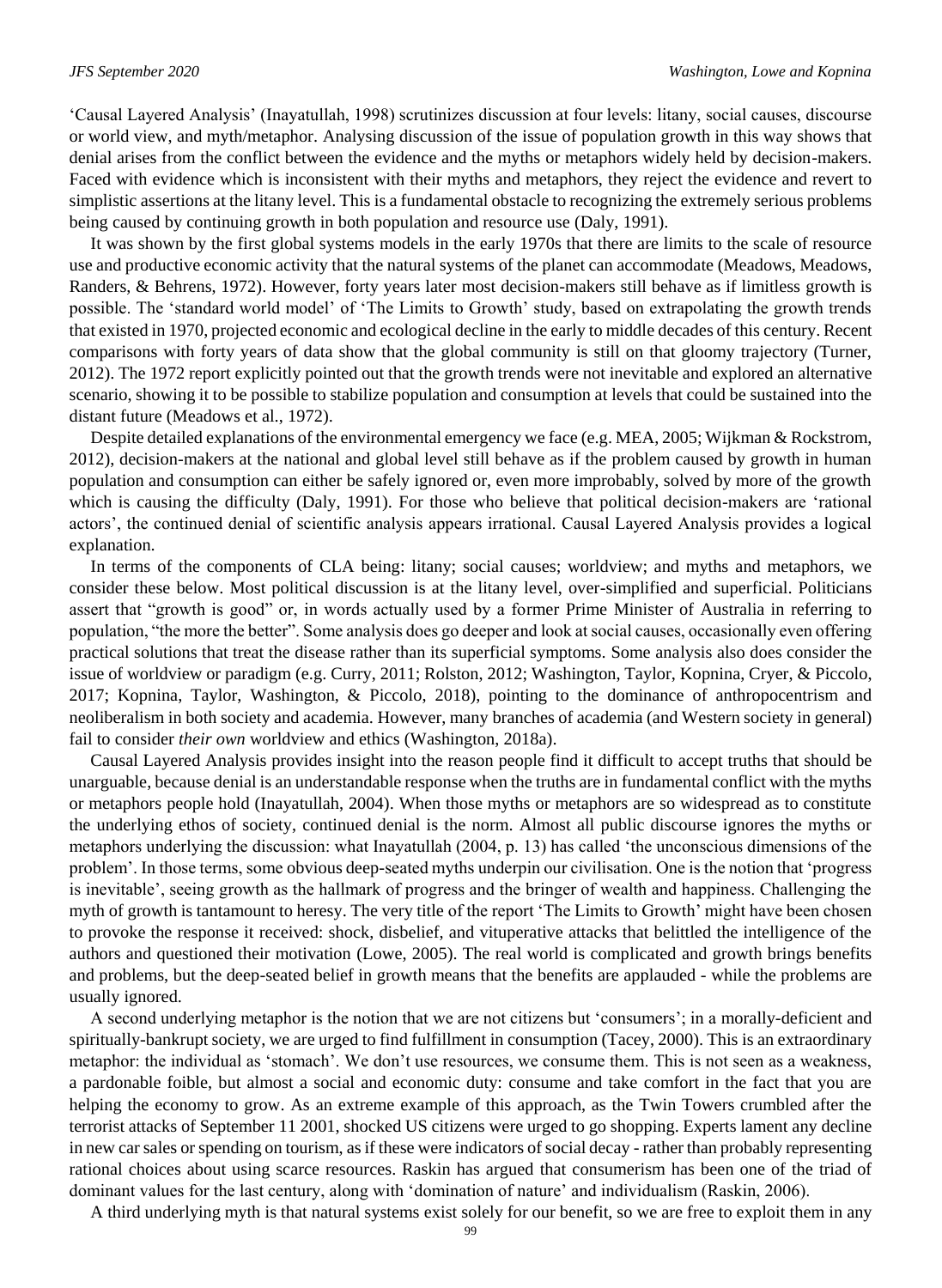'Causal Layered Analysis' (Inayatullah, 1998) scrutinizes discussion at four levels: litany, social causes, discourse or world view, and myth/metaphor. Analysing discussion of the issue of population growth in this way shows that denial arises from the conflict between the evidence and the myths or metaphors widely held by decision-makers. Faced with evidence which is inconsistent with their myths and metaphors, they reject the evidence and revert to simplistic assertions at the litany level. This is a fundamental obstacle to recognizing the extremely serious problems being caused by continuing growth in both population and resource use (Daly, 1991).

It was shown by the first global systems models in the early 1970s that there are limits to the scale of resource use and productive economic activity that the natural systems of the planet can accommodate (Meadows, Meadows, Randers, & Behrens, 1972). However, forty years later most decision-makers still behave as if limitless growth is possible. The 'standard world model' of 'The Limits to Growth' study, based on extrapolating the growth trends that existed in 1970, projected economic and ecological decline in the early to middle decades of this century. Recent comparisons with forty years of data show that the global community is still on that gloomy trajectory (Turner, 2012). The 1972 report explicitly pointed out that the growth trends were not inevitable and explored an alternative scenario, showing it to be possible to stabilize population and consumption at levels that could be sustained into the distant future (Meadows et al., 1972).

Despite detailed explanations of the environmental emergency we face (e.g. MEA, 2005; Wijkman & Rockstrom, 2012), decision-makers at the national and global level still behave as if the problem caused by growth in human population and consumption can either be safely ignored or, even more improbably, solved by more of the growth which is causing the difficulty (Daly, 1991). For those who believe that political decision-makers are 'rational actors', the continued denial of scientific analysis appears irrational. Causal Layered Analysis provides a logical explanation.

In terms of the components of CLA being: litany; social causes; worldview; and myths and metaphors, we consider these below. Most political discussion is at the litany level, over-simplified and superficial. Politicians assert that "growth is good" or, in words actually used by a former Prime Minister of Australia in referring to population, "the more the better". Some analysis does go deeper and look at social causes, occasionally even offering practical solutions that treat the disease rather than its superficial symptoms. Some analysis also does consider the issue of worldview or paradigm (e.g. Curry, 2011; Rolston, 2012; Washington, Taylor, Kopnina, Cryer, & Piccolo, 2017; Kopnina, Taylor, Washington, & Piccolo, 2018), pointing to the dominance of anthropocentrism and neoliberalism in both society and academia. However, many branches of academia (and Western society in general) fail to consider *their own* worldview and ethics (Washington, 2018a).

Causal Layered Analysis provides insight into the reason people find it difficult to accept truths that should be unarguable, because denial is an understandable response when the truths are in fundamental conflict with the myths or metaphors people hold (Inayatullah, 2004). When those myths or metaphors are so widespread as to constitute the underlying ethos of society, continued denial is the norm. Almost all public discourse ignores the myths or metaphors underlying the discussion: what Inayatullah (2004, p. 13) has called 'the unconscious dimensions of the problem'. In those terms, some obvious deep-seated myths underpin our civilisation. One is the notion that 'progress is inevitable', seeing growth as the hallmark of progress and the bringer of wealth and happiness. Challenging the myth of growth is tantamount to heresy. The very title of the report 'The Limits to Growth' might have been chosen to provoke the response it received: shock, disbelief, and vituperative attacks that belittled the intelligence of the authors and questioned their motivation (Lowe, 2005). The real world is complicated and growth brings benefits and problems, but the deep-seated belief in growth means that the benefits are applauded - while the problems are usually ignored.

A second underlying metaphor is the notion that we are not citizens but 'consumers'; in a morally-deficient and spiritually-bankrupt society, we are urged to find fulfillment in consumption (Tacey, 2000). This is an extraordinary metaphor: the individual as 'stomach'. We don't use resources, we consume them. This is not seen as a weakness, a pardonable foible, but almost a social and economic duty: consume and take comfort in the fact that you are helping the economy to grow. As an extreme example of this approach, as the Twin Towers crumbled after the terrorist attacks of September 11 2001, shocked US citizens were urged to go shopping. Experts lament any decline in new car sales or spending on tourism, as if these were indicators of social decay - rather than probably representing rational choices about using scarce resources. Raskin has argued that consumerism has been one of the triad of dominant values for the last century, along with 'domination of nature' and individualism (Raskin, 2006).

A third underlying myth is that natural systems exist solely for our benefit, so we are free to exploit them in any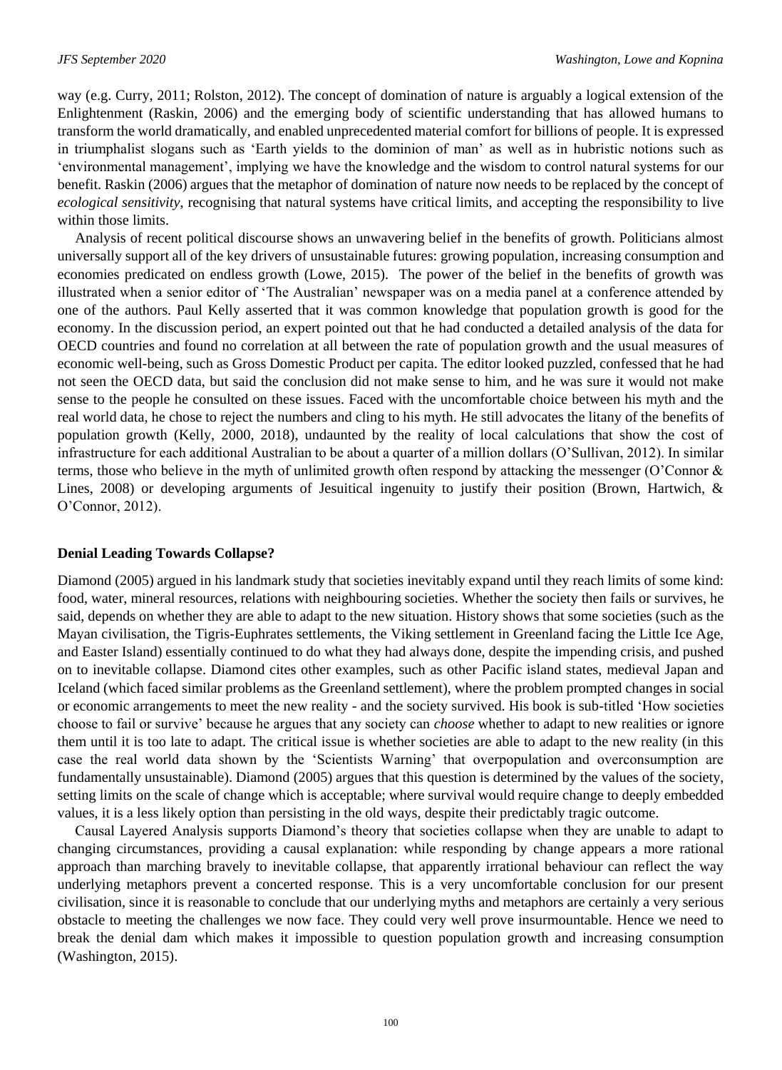way (e.g. Curry, 2011; Rolston, 2012). The concept of domination of nature is arguably a logical extension of the Enlightenment (Raskin, 2006) and the emerging body of scientific understanding that has allowed humans to transform the world dramatically, and enabled unprecedented material comfort for billions of people. It is expressed in triumphalist slogans such as 'Earth yields to the dominion of man' as well as in hubristic notions such as 'environmental management', implying we have the knowledge and the wisdom to control natural systems for our benefit. Raskin (2006) argues that the metaphor of domination of nature now needs to be replaced by the concept of *ecological sensitivity*, recognising that natural systems have critical limits, and accepting the responsibility to live within those limits.

Analysis of recent political discourse shows an unwavering belief in the benefits of growth. Politicians almost universally support all of the key drivers of unsustainable futures: growing population, increasing consumption and economies predicated on endless growth (Lowe, 2015). The power of the belief in the benefits of growth was illustrated when a senior editor of 'The Australian' newspaper was on a media panel at a conference attended by one of the authors. Paul Kelly asserted that it was common knowledge that population growth is good for the economy. In the discussion period, an expert pointed out that he had conducted a detailed analysis of the data for OECD countries and found no correlation at all between the rate of population growth and the usual measures of economic well-being, such as Gross Domestic Product per capita. The editor looked puzzled, confessed that he had not seen the OECD data, but said the conclusion did not make sense to him, and he was sure it would not make sense to the people he consulted on these issues. Faced with the uncomfortable choice between his myth and the real world data, he chose to reject the numbers and cling to his myth. He still advocates the litany of the benefits of population growth (Kelly, 2000, 2018), undaunted by the reality of local calculations that show the cost of infrastructure for each additional Australian to be about a quarter of a million dollars (O'Sullivan, 2012). In similar terms, those who believe in the myth of unlimited growth often respond by attacking the messenger (O'Connor & Lines, 2008) or developing arguments of Jesuitical ingenuity to justify their position (Brown, Hartwich, & O'Connor, 2012).

**Denial Leading Towards Collapse?**

Diamond (2005) argued in his landmark study that societies inevitably expand until they reach limits of some kind: food, water, mineral resources, relations with neighbouring societies. Whether the society then fails or survives, he said, depends on whether they are able to adapt to the new situation. History shows that some societies (such as the Mayan civilisation, the Tigris-Euphrates settlements, the Viking settlement in Greenland facing the Little Ice Age, and Easter Island) essentially continued to do what they had always done, despite the impending crisis, and pushed on to inevitable collapse. Diamond cites other examples, such as other Pacific island states, medieval Japan and Iceland (which faced similar problems as the Greenland settlement), where the problem prompted changes in social or economic arrangements to meet the new reality - and the society survived. His book is sub-titled 'How societies choose to fail or survive' because he argues that any society can *choose* whether to adapt to new realities or ignore them until it is too late to adapt. The critical issue is whether societies are able to adapt to the new reality (in this case the real world data shown by the 'Scientists Warning' that overpopulation and overconsumption are fundamentally unsustainable). Diamond (2005) argues that this question is determined by the values of the society, setting limits on the scale of change which is acceptable; where survival would require change to deeply embedded values, it is a less likely option than persisting in the old ways, despite their predictably tragic outcome.

Causal Layered Analysis supports Diamond's theory that societies collapse when they are unable to adapt to changing circumstances, providing a causal explanation: while responding by change appears a more rational approach than marching bravely to inevitable collapse, that apparently irrational behaviour can reflect the way underlying metaphors prevent a concerted response. This is a very uncomfortable conclusion for our present civilisation, since it is reasonable to conclude that our underlying myths and metaphors are certainly a very serious obstacle to meeting the challenges we now face. They could very well prove insurmountable. Hence we need to break the denial dam which makes it impossible to question population growth and increasing consumption (Washington, 2015).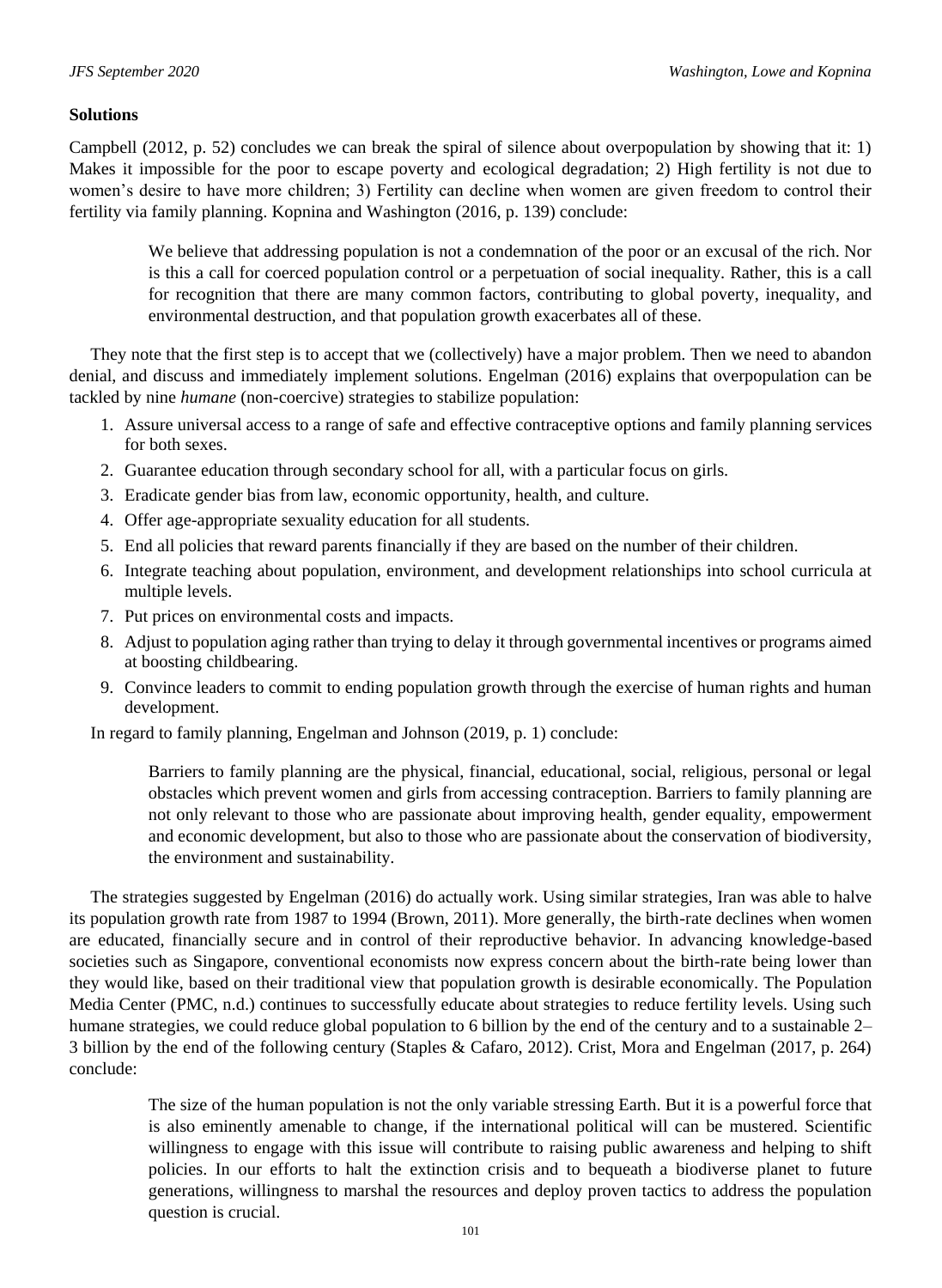**Solutions**

Campbell (2012, p. 52) concludes we can break the spiral of silence about overpopulation by showing that it: 1) Makes it impossible for the poor to escape poverty and ecological degradation; 2) High fertility is not due to women's desire to have more children; 3) Fertility can decline when women are given freedom to control their fertility via family planning. Kopnina and Washington (2016, p. 139) conclude:

> We believe that addressing population is not a condemnation of the poor or an excusal of the rich. Nor is this a call for coerced population control or a perpetuation of social inequality. Rather, this is a call for recognition that there are many common factors, contributing to global poverty, inequality, and environmental destruction, and that population growth exacerbates all of these.

They note that the first step is to accept that we (collectively) have a major problem. Then we need to abandon denial, and discuss and immediately implement solutions. Engelman (2016) explains that overpopulation can be tackled by nine *humane* (non-coercive) strategies to stabilize population:

1. Assure universal access to a range of safe and effective contraceptive options and family planning services for both sexes.
2. Guarantee education through secondary school for all, with a particular focus on girls.
3. Eradicate gender bias from law, economic opportunity, health, and culture.
4. Offer age-appropriate sexuality education for all students.
5. End all policies that reward parents financially if they are based on the number of their children.
6. Integrate teaching about population, environment, and development relationships into school curricula at multiple levels.
7. Put prices on environmental costs and impacts.
8. Adjust to population aging rather than trying to delay it through governmental incentives or programs aimed at boosting childbearing.
9. Convince leaders to commit to ending population growth through the exercise of human rights and human development.

In regard to family planning, Engelman and Johnson (2019, p. 1) conclude:

> Barriers to family planning are the physical, financial, educational, social, religious, personal or legal obstacles which prevent women and girls from accessing contraception. Barriers to family planning are not only relevant to those who are passionate about improving health, gender equality, empowerment and economic development, but also to those who are passionate about the conservation of biodiversity, the environment and sustainability.

The strategies suggested by Engelman (2016) do actually work. Using similar strategies, Iran was able to halve its population growth rate from 1987 to 1994 (Brown, 2011). More generally, the birth-rate declines when women are educated, financially secure and in control of their reproductive behavior. In advancing knowledge-based societies such as Singapore, conventional economists now express concern about the birth-rate being lower than they would like, based on their traditional view that population growth is desirable economically. The Population Media Center (PMC, n.d.) continues to successfully educate about strategies to reduce fertility levels. Using such humane strategies, we could reduce global population to 6 billion by the end of the century and to a sustainable 2–3 billion by the end of the following century (Staples & Cafaro, 2012). Crist, Mora and Engelman (2017, p. 264) conclude:

> The size of the human population is not the only variable stressing Earth. But it is a powerful force that is also eminently amenable to change, if the international political will can be mustered. Scientific willingness to engage with this issue will contribute to raising public awareness and helping to shift policies. In our efforts to halt the extinction crisis and to bequeath a biodiverse planet to future generations, willingness to marshal the resources and deploy proven tactics to address the population question is crucial.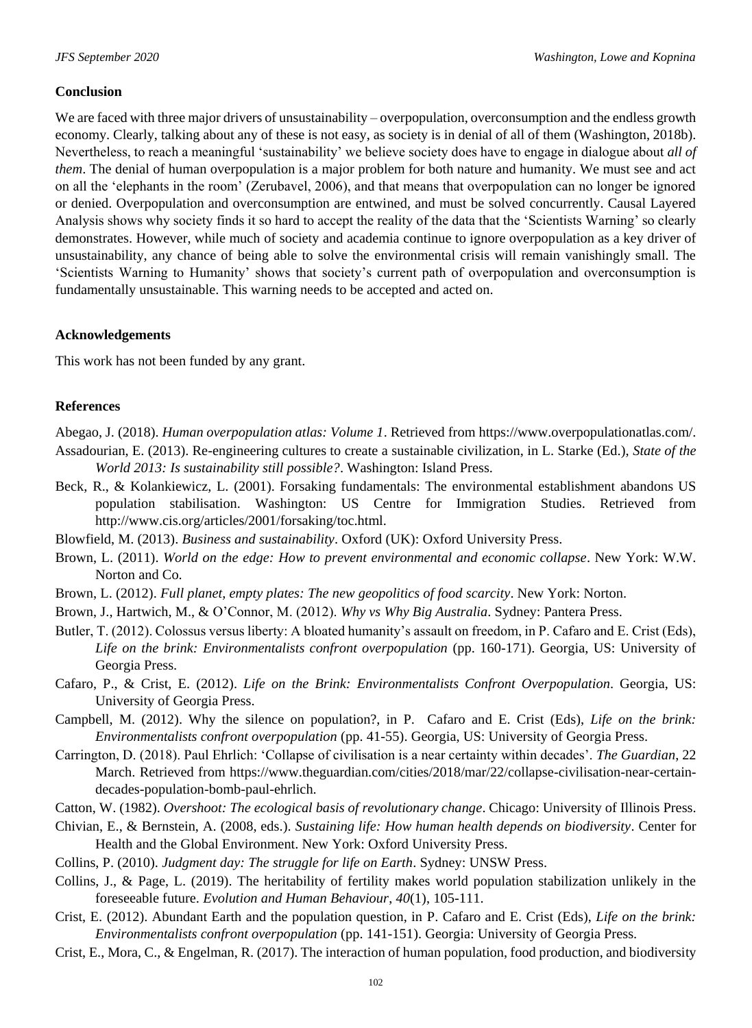## Conclusion

We are faced with three major drivers of unsustainability – overpopulation, overconsumption and the endless growth economy. Clearly, talking about any of these is not easy, as society is in denial of all of them (Washington, 2018b). Nevertheless, to reach a meaningful 'sustainability' we believe society does have to engage in dialogue about *all of them*. The denial of human overpopulation is a major problem for both nature and humanity. We must see and act on all the 'elephants in the room' (Zerubavel, 2006), and that means that overpopulation can no longer be ignored or denied. Overpopulation and overconsumption are entwined, and must be solved concurrently. Causal Layered Analysis shows why society finds it so hard to accept the reality of the data that the 'Scientists Warning' so clearly demonstrates. However, while much of society and academia continue to ignore overpopulation as a key driver of unsustainability, any chance of being able to solve the environmental crisis will remain vanishingly small. The 'Scientists Warning to Humanity' shows that society's current path of overpopulation and overconsumption is fundamentally unsustainable. This warning needs to be accepted and acted on.

## Acknowledgements

This work has not been funded by any grant.

## References

Abegao, J. (2018). *Human overpopulation atlas: Volume 1*. Retrieved from https://www.overpopulationatlas.com/.

Assadourian, E. (2013). Re-engineering cultures to create a sustainable civilization, in L. Starke (Ed.), *State of the World 2013: Is sustainability still possible?*. Washington: Island Press.

Beck, R., & Kolankiewicz, L. (2001). Forsaking fundamentals: The environmental establishment abandons US population stabilisation. Washington: US Centre for Immigration Studies. Retrieved from http://www.cis.org/articles/2001/forsaking/toc.html.

Blowfield, M. (2013). *Business and sustainability*. Oxford (UK): Oxford University Press.

Brown, L. (2011). *World on the edge: How to prevent environmental and economic collapse*. New York: W.W. Norton and Co.

Brown, L. (2012). *Full planet, empty plates: The new geopolitics of food scarcity*. New York: Norton.

Brown, J., Hartwich, M., & O'Connor, M. (2012). *Why vs Why Big Australia*. Sydney: Pantera Press.

Butler, T. (2012). Colossus versus liberty: A bloated humanity's assault on freedom, in P. Cafaro and E. Crist (Eds), *Life on the brink: Environmentalists confront overpopulation* (pp. 160-171). Georgia, US: University of Georgia Press.

Cafaro, P., & Crist, E. (2012). *Life on the Brink: Environmentalists Confront Overpopulation*. Georgia, US: University of Georgia Press.

Campbell, M. (2012). Why the silence on population?, in P. Cafaro and E. Crist (Eds), *Life on the brink: Environmentalists confront overpopulation* (pp. 41-55). Georgia, US: University of Georgia Press.

Carrington, D. (2018). Paul Ehrlich: 'Collapse of civilisation is a near certainty within decades'. *The Guardian*, 22 March. Retrieved from https://www.theguardian.com/cities/2018/mar/22/collapse-civilisation-near-certain-decades-population-bomb-paul-ehrlich.

Catton, W. (1982). *Overshoot: The ecological basis of revolutionary change*. Chicago: University of Illinois Press.

Chivian, E., & Bernstein, A. (2008, eds.). *Sustaining life: How human health depends on biodiversity*. Center for Health and the Global Environment. New York: Oxford University Press.

Collins, P. (2010). *Judgment day: The struggle for life on Earth*. Sydney: UNSW Press.

Collins, J., & Page, L. (2019). The heritability of fertility makes world population stabilization unlikely in the foreseeable future. *Evolution and Human Behaviour*, *40*(1), 105-111.

Crist, E. (2012). Abundant Earth and the population question, in P. Cafaro and E. Crist (Eds), *Life on the brink: Environmentalists confront overpopulation* (pp. 141-151). Georgia: University of Georgia Press.

Crist, E., Mora, C., & Engelman, R. (2017). The interaction of human population, food production, and biodiversity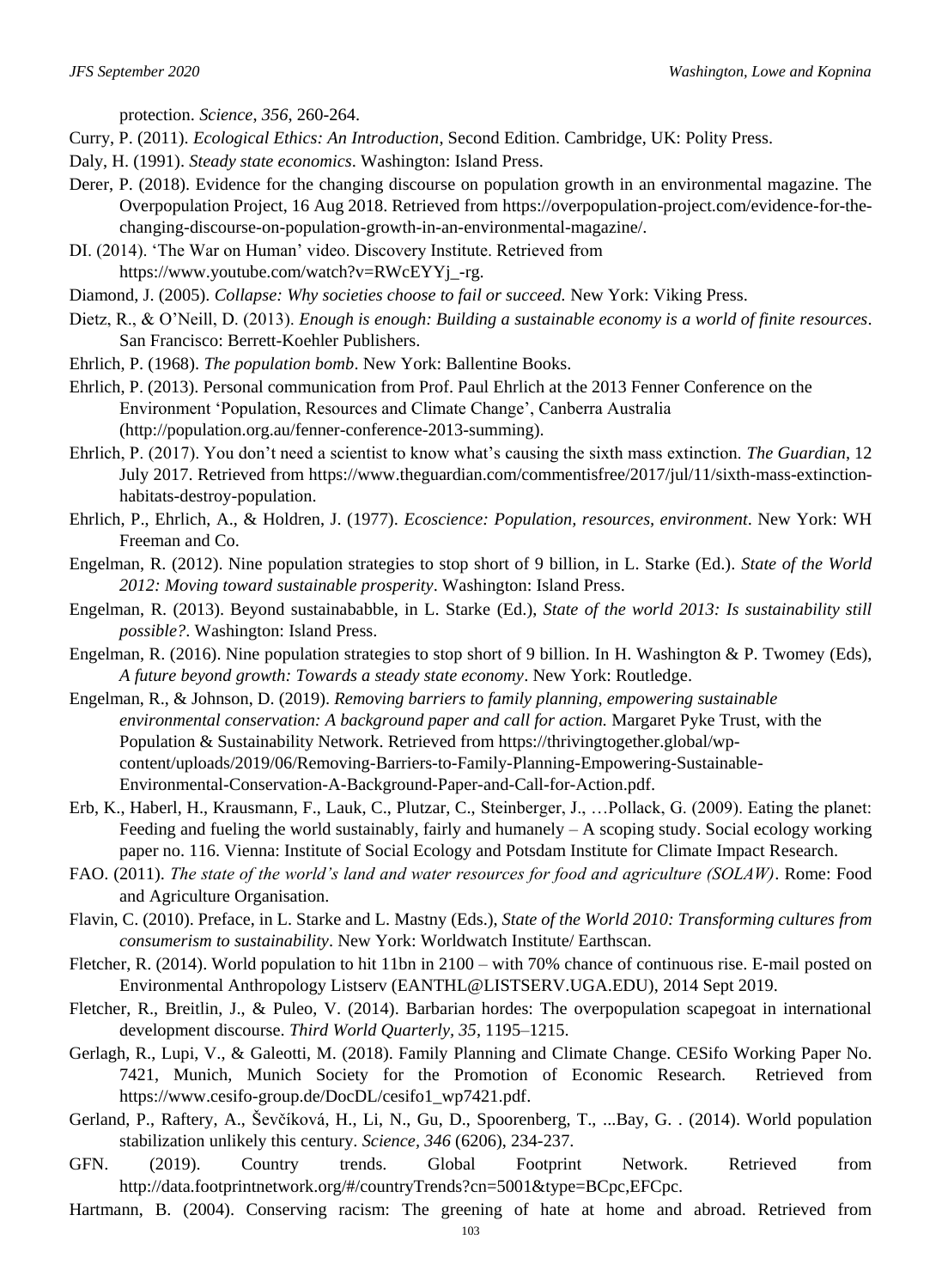protection. *Science*, *356*, 260-264.

Curry, P. (2011). *Ecological Ethics: An Introduction*, Second Edition. Cambridge, UK: Polity Press.

Daly, H. (1991). *Steady state economics*. Washington: Island Press.

Derer, P. (2018). Evidence for the changing discourse on population growth in an environmental magazine. The Overpopulation Project, 16 Aug 2018. Retrieved from https://overpopulation-project.com/evidence-for-the-changing-discourse-on-population-growth-in-an-environmental-magazine/.

DI. (2014). 'The War on Human' video. Discovery Institute. Retrieved from https://www.youtube.com/watch?v=RWcEYYj_-rg.

Diamond, J. (2005). *Collapse: Why societies choose to fail or succeed.* New York: Viking Press.

Dietz, R., & O'Neill, D. (2013). *Enough is enough: Building a sustainable economy is a world of finite resources*. San Francisco: Berrett-Koehler Publishers.

Ehrlich, P. (1968). *The population bomb*. New York: Ballentine Books.

Ehrlich, P. (2013). Personal communication from Prof. Paul Ehrlich at the 2013 Fenner Conference on the Environment 'Population, Resources and Climate Change', Canberra Australia (http://population.org.au/fenner-conference-2013-summing).

Ehrlich, P. (2017). You don't need a scientist to know what's causing the sixth mass extinction. *The Guardian*, 12 July 2017. Retrieved from https://www.theguardian.com/commentisfree/2017/jul/11/sixth-mass-extinction-habitats-destroy-population.

Ehrlich, P., Ehrlich, A., & Holdren, J. (1977). *Ecoscience: Population, resources, environment*. New York: WH Freeman and Co.

Engelman, R. (2012). Nine population strategies to stop short of 9 billion, in L. Starke (Ed.). *State of the World 2012: Moving toward sustainable prosperity*. Washington: Island Press.

Engelman, R. (2013). Beyond sustainababble, in L. Starke (Ed.), *State of the world 2013: Is sustainability still possible?*. Washington: Island Press.

Engelman, R. (2016). Nine population strategies to stop short of 9 billion. In H. Washington & P. Twomey (Eds), *A future beyond growth: Towards a steady state economy*. New York: Routledge.

Engelman, R., & Johnson, D. (2019). *Removing barriers to family planning, empowering sustainable environmental conservation: A background paper and call for action.* Margaret Pyke Trust, with the Population & Sustainability Network. Retrieved from https://thrivingtogether.global/wp-content/uploads/2019/06/Removing-Barriers-to-Family-Planning-Empowering-Sustainable-Environmental-Conservation-A-Background-Paper-and-Call-for-Action.pdf.

Erb, K., Haberl, H., Krausmann, F., Lauk, C., Plutzar, C., Steinberger, J., …Pollack, G. (2009). Eating the planet: Feeding and fueling the world sustainably, fairly and humanely – A scoping study. Social ecology working paper no. 116. Vienna: Institute of Social Ecology and Potsdam Institute for Climate Impact Research.

FAO. (2011). *The state of the world's land and water resources for food and agriculture (SOLAW)*. Rome: Food and Agriculture Organisation.

Flavin, C. (2010). Preface, in L. Starke and L. Mastny (Eds.), *State of the World 2010: Transforming cultures from consumerism to sustainability*. New York: Worldwatch Institute/ Earthscan.

Fletcher, R. (2014). World population to hit 11bn in 2100 – with 70% chance of continuous rise. E-mail posted on Environmental Anthropology Listserv (EANTHL@LISTSERV.UGA.EDU), 2014 Sept 2019.

Fletcher, R., Breitlin, J., & Puleo, V. (2014). Barbarian hordes: The overpopulation scapegoat in international development discourse. *Third World Quarterly*, *35*, 1195–1215.

Gerlagh, R., Lupi, V., & Galeotti, M. (2018). Family Planning and Climate Change. CESifo Working Paper No. 7421, Munich, Munich Society for the Promotion of Economic Research. Retrieved from https://www.cesifo-group.de/DocDL/cesifo1_wp7421.pdf.

Gerland, P., Raftery, A., Ševčíková, H., Li, N., Gu, D., Spoorenberg, T., ...Bay, G. . (2014). World population stabilization unlikely this century. *Science*, *346* (6206), 234-237.

GFN. (2019). Country trends. Global Footprint Network. Retrieved from http://data.footprintnetwork.org/#/countryTrends?cn=5001&type=BCpc,EFCpc.

Hartmann, B. (2004). Conserving racism: The greening of hate at home and abroad. Retrieved from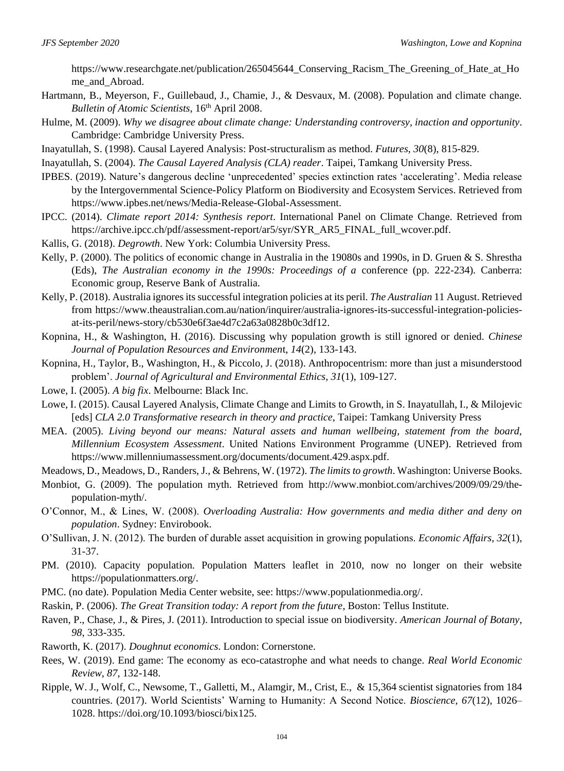https://www.researchgate.net/publication/265045644_Conserving_Racism_The_Greening_of_Hate_at_Home_and_Abroad.

Hartmann, B., Meyerson, F., Guillebaud, J., Chamie, J., & Desvaux, M. (2008). Population and climate change. *Bulletin of Atomic Scientists*, 16th April 2008.

Hulme, M. (2009). *Why we disagree about climate change: Understanding controversy, inaction and opportunity*. Cambridge: Cambridge University Press.

Inayatullah, S. (1998). Causal Layered Analysis: Post-structuralism as method. *Futures*, *30*(8), 815-829.

Inayatullah, S. (2004). *The Causal Layered Analysis (CLA) reader*. Taipei, Tamkang University Press.

IPBES. (2019). Nature's dangerous decline 'unprecedented' species extinction rates 'accelerating'. Media release by the Intergovernmental Science-Policy Platform on Biodiversity and Ecosystem Services. Retrieved from https://www.ipbes.net/news/Media-Release-Global-Assessment.

IPCC. (2014). *Climate report 2014: Synthesis report*. International Panel on Climate Change. Retrieved from https://archive.ipcc.ch/pdf/assessment-report/ar5/syr/SYR_AR5_FINAL_full_wcover.pdf.

Kallis, G. (2018). *Degrowth*. New York: Columbia University Press.

Kelly, P. (2000). The politics of economic change in Australia in the 19080s and 1990s, in D. Gruen & S. Shrestha (Eds), *The Australian economy in the 1990s: Proceedings of a* conference (pp. 222-234). Canberra: Economic group, Reserve Bank of Australia.

Kelly, P. (2018). Australia ignores its successful integration policies at its peril. *The Australian* 11 August. Retrieved from https://www.theaustralian.com.au/nation/inquirer/australia-ignores-its-successful-integration-policies-at-its-peril/news-story/cb530e6f3ae4d7c2a63a0828b0c3df12.

Kopnina, H., & Washington, H. (2016). Discussing why population growth is still ignored or denied. *Chinese Journal of Population Resources and Environment*, *14*(2), 133-143.

Kopnina, H., Taylor, B., Washington, H., & Piccolo, J. (2018). Anthropocentrism: more than just a misunderstood problem'. *Journal of Agricultural and Environmental Ethics, 31*(1), 109-127.

Lowe, I. (2005). *A big fix*. Melbourne: Black Inc.

Lowe, I. (2015). Causal Layered Analysis, Climate Change and Limits to Growth, in S. Inayatullah, I., & Milojevic [eds] *CLA 2.0 Transformative research in theory and practice*, Taipei: Tamkang University Press

MEA. (2005). *Living beyond our means: Natural assets and human wellbeing, statement from the board, Millennium Ecosystem Assessment*. United Nations Environment Programme (UNEP). Retrieved from https://www.millenniumassessment.org/documents/document.429.aspx.pdf.

Meadows, D., Meadows, D., Randers, J., & Behrens, W. (1972). *The limits to growth*. Washington: Universe Books.

Monbiot, G. (2009). The population myth. Retrieved from http://www.monbiot.com/archives/2009/09/29/the-population-myth/.

O'Connor, M., & Lines, W. (2008). *Overloading Australia: How governments and media dither and deny on population*. Sydney: Envirobook.

O'Sullivan, J. N. (2012). The burden of durable asset acquisition in growing populations. *Economic Affairs*, *32*(1), 31-37.

PM. (2010). Capacity population. Population Matters leaflet in 2010, now no longer on their website https://populationmatters.org/.

PMC. (no date). Population Media Center website, see: https://www.populationmedia.org/.

Raskin, P. (2006). *The Great Transition today: A report from the future*, Boston: Tellus Institute.

Raven, P., Chase, J., & Pires, J. (2011). Introduction to special issue on biodiversity. *American Journal of Botany*, *98*, 333-335.

Raworth, K. (2017). *Doughnut economics*. London: Cornerstone.

Rees, W. (2019). End game: The economy as eco-catastrophe and what needs to change. *Real World Economic Review*, *87*, 132-148.

Ripple, W. J., Wolf, C., Newsome, T., Galletti, M., Alamgir, M., Crist, E., & 15,364 scientist signatories from 184 countries. (2017). World Scientists' Warning to Humanity: A Second Notice. *Bioscience*, *67*(12), 1026–1028. https://doi.org/10.1093/biosci/bix125.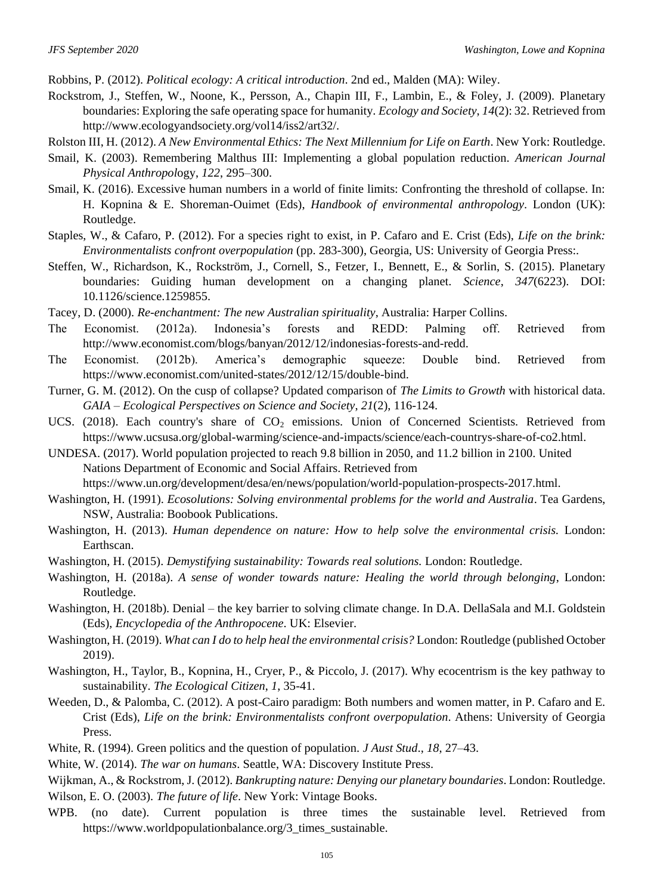Robbins, P. (2012). *Political ecology: A critical introduction*. 2nd ed., Malden (MA): Wiley.

Rockstrom, J., Steffen, W., Noone, K., Persson, A., Chapin III, F., Lambin, E., & Foley, J. (2009). Planetary boundaries: Exploring the safe operating space for humanity. *Ecology and Society*, *14*(2): 32. Retrieved from http://www.ecologyandsociety.org/vol14/iss2/art32/.

Rolston III, H. (2012). *A New Environmental Ethics: The Next Millennium for Life on Earth*. New York: Routledge.

Smail, K. (2003). Remembering Malthus III: Implementing a global population reduction. *American Journal Physical Anthropol*ogy, *122*, 295–300.

Smail, K. (2016). Excessive human numbers in a world of finite limits: Confronting the threshold of collapse. In: H. Kopnina & E. Shoreman-Ouimet (Eds), *Handbook of environmental anthropology*. London (UK): Routledge.

Staples, W., & Cafaro, P. (2012). For a species right to exist, in P. Cafaro and E. Crist (Eds), *Life on the brink: Environmentalists confront overpopulation* (pp. 283-300), Georgia, US: University of Georgia Press:.

Steffen, W., Richardson, K., Rockström, J., Cornell, S., Fetzer, I., Bennett, E., & Sorlin, S. (2015). Planetary boundaries: Guiding human development on a changing planet. *Science*, *347*(6223). DOI: 10.1126/science.1259855.

Tacey, D. (2000). *Re-enchantment: The new Australian spirituality*, Australia: Harper Collins.

The Economist. (2012a). Indonesia's forests and REDD: Palming off. Retrieved from http://www.economist.com/blogs/banyan/2012/12/indonesias-forests-and-redd.

The Economist. (2012b). America's demographic squeeze: Double bind. Retrieved from https://www.economist.com/united-states/2012/12/15/double-bind.

Turner, G. M. (2012). On the cusp of collapse? Updated comparison of *The Limits to Growth* with historical data. *GAIA – Ecological Perspectives on Science and Society*, *21*(2), 116-124.

UCS. (2018). Each country's share of $CO_2$ emissions. Union of Concerned Scientists. Retrieved from https://www.ucsusa.org/global-warming/science-and-impacts/science/each-countrys-share-of-co2.html.

UNDESA. (2017). World population projected to reach 9.8 billion in 2050, and 11.2 billion in 2100. United Nations Department of Economic and Social Affairs. Retrieved from https://www.un.org/development/desa/en/news/population/world-population-prospects-2017.html.

Washington, H. (1991). *Ecosolutions: Solving environmental problems for the world and Australia*. Tea Gardens, NSW, Australia: Boobook Publications.

Washington, H. (2013). *Human dependence on nature: How to help solve the environmental crisis.* London: Earthscan.

Washington, H. (2015). *Demystifying sustainability: Towards real solutions.* London: Routledge.

Washington, H. (2018a). *A sense of wonder towards nature: Healing the world through belonging*, London: Routledge.

Washington, H. (2018b). Denial – the key barrier to solving climate change. In D.A. DellaSala and M.I. Goldstein (Eds), *Encyclopedia of the Anthropocene*. UK: Elsevier.

Washington, H. (2019). *What can I do to help heal the environmental crisis?* London: Routledge (published October 2019).

Washington, H., Taylor, B., Kopnina, H., Cryer, P., & Piccolo, J. (2017). Why ecocentrism is the key pathway to sustainability. *The Ecological Citizen*, *1*, 35-41.

Weeden, D., & Palomba, C. (2012). A post-Cairo paradigm: Both numbers and women matter, in P. Cafaro and E. Crist (Eds), *Life on the brink: Environmentalists confront overpopulation*. Athens: University of Georgia Press.

White, R. (1994). Green politics and the question of population. *J Aust Stud*., *18*, 27–43.

White, W. (2014). *The war on humans*. Seattle, WA: Discovery Institute Press.

Wijkman, A., & Rockstrom, J. (2012). *Bankrupting nature: Denying our planetary boundaries*. London: Routledge.

Wilson, E. O. (2003). *The future of life*. New York: Vintage Books.

WPB. (no date). Current population is three times the sustainable level. Retrieved from https://www.worldpopulationbalance.org/3_times_sustainable.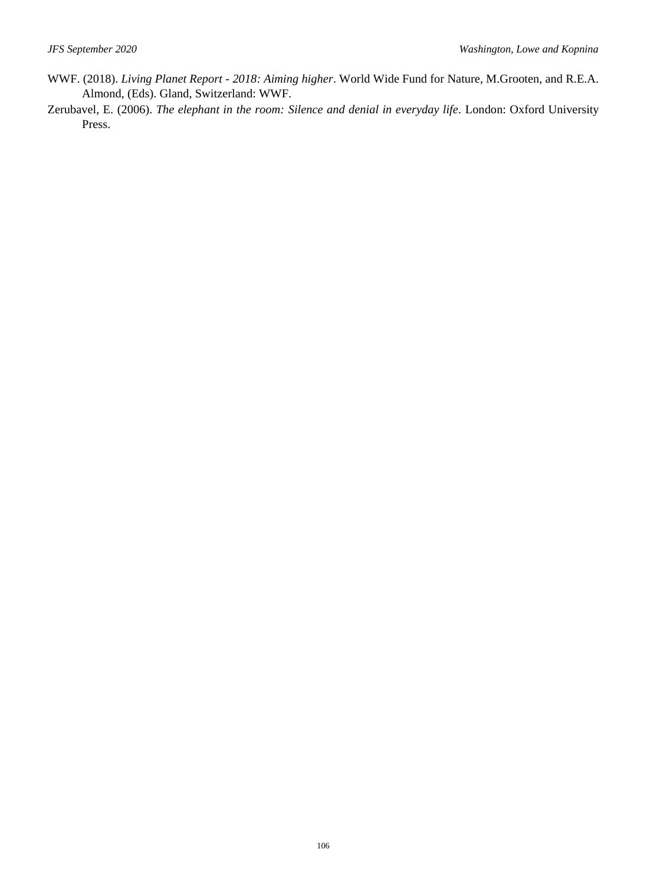WWF. (2018). *Living Planet Report - 2018: Aiming higher*. World Wide Fund for Nature, M.Grooten, and R.E.A. Almond, (Eds). Gland, Switzerland: WWF.

Zerubavel, E. (2006). *The elephant in the room: Silence and denial in everyday life*. London: Oxford University Press.